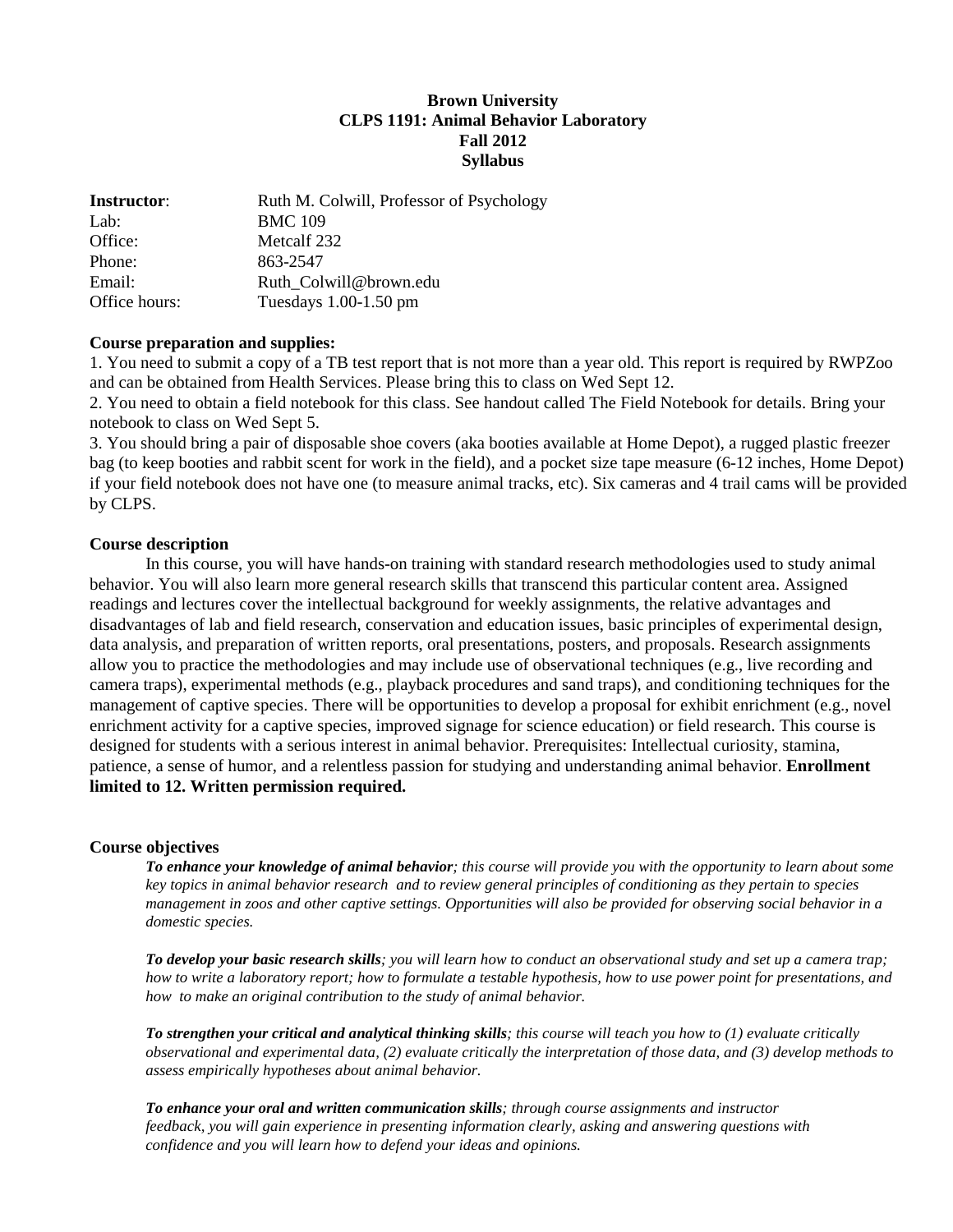**Brown University**
**CLPS 1191: Animal Behavior Laboratory**
**Fall 2012**
**Syllabus**

| | |
|---|---|
| **Instructor**: | Ruth M. Colwill, Professor of Psychology |
| Lab: | BMC 109 |
| Office: | Metcalf 232 |
| Phone: | 863-2547 |
| Email: | Ruth_Colwill@brown.edu |
| Office hours: | Tuesdays 1.00-1.50 pm |

**Course preparation and supplies:**

1. You need to submit a copy of a TB test report that is not more than a year old. This report is required by RWPZoo and can be obtained from Health Services. Please bring this to class on Wed Sept 12.
2. You need to obtain a field notebook for this class. See handout called The Field Notebook for details. Bring your notebook to class on Wed Sept 5.
3. You should bring a pair of disposable shoe covers (aka booties available at Home Depot), a rugged plastic freezer bag (to keep booties and rabbit scent for work in the field), and a pocket size tape measure (6-12 inches, Home Depot) if your field notebook does not have one (to measure animal tracks, etc). Six cameras and 4 trail cams will be provided by CLPS.

**Course description**

In this course, you will have hands-on training with standard research methodologies used to study animal behavior. You will also learn more general research skills that transcend this particular content area. Assigned readings and lectures cover the intellectual background for weekly assignments, the relative advantages and disadvantages of lab and field research, conservation and education issues, basic principles of experimental design, data analysis, and preparation of written reports, oral presentations, posters, and proposals. Research assignments allow you to practice the methodologies and may include use of observational techniques (e.g., live recording and camera traps), experimental methods (e.g., playback procedures and sand traps), and conditioning techniques for the management of captive species. There will be opportunities to develop a proposal for exhibit enrichment (e.g., novel enrichment activity for a captive species, improved signage for science education) or field research. This course is designed for students with a serious interest in animal behavior. Prerequisites: Intellectual curiosity, stamina, patience, a sense of humor, and a relentless passion for studying and understanding animal behavior. **Enrollment limited to 12. Written permission required.**

**Course objectives**

***To enhance your knowledge of animal behavior****; this course will provide you with the opportunity to learn about some key topics in animal behavior research and to review general principles of conditioning as they pertain to species management in zoos and other captive settings. Opportunities will also be provided for observing social behavior in a domestic species.*

***To develop your basic research skills****; you will learn how to conduct an observational study and set up a camera trap; how to write a laboratory report; how to formulate a testable hypothesis, how to use power point for presentations, and how to make an original contribution to the study of animal behavior.*

***To strengthen your critical and analytical thinking skills****; this course will teach you how to (1) evaluate critically observational and experimental data, (2) evaluate critically the interpretation of those data, and (3) develop methods to assess empirically hypotheses about animal behavior.*

***To enhance your oral and written communication skills****; through course assignments and instructor feedback, you will gain experience in presenting information clearly, asking and answering questions with confidence and you will learn how to defend your ideas and opinions.*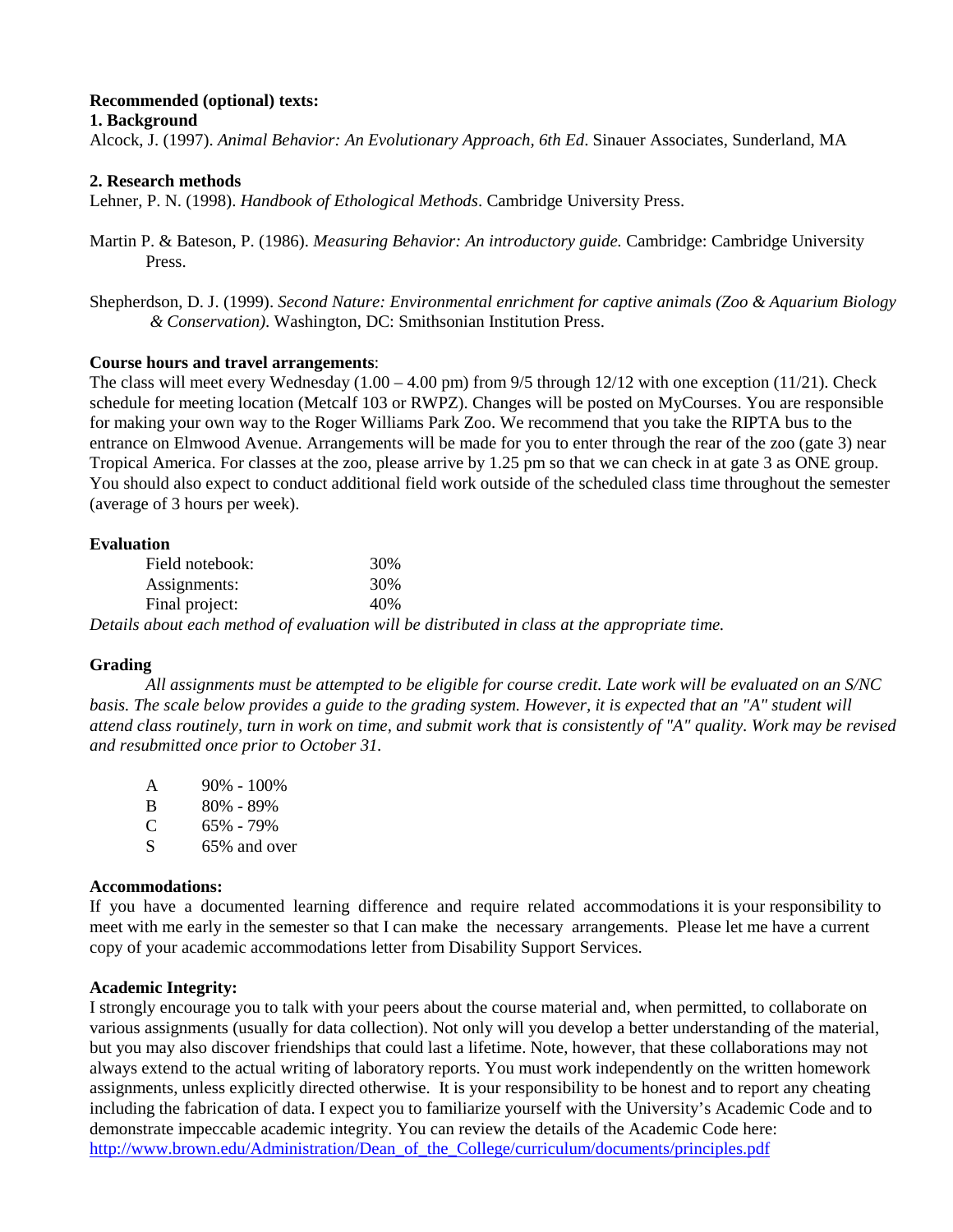**Recommended (optional) texts:**

**1. Background**

Alcock, J. (1997). *Animal Behavior: An Evolutionary Approach, 6th Ed*. Sinauer Associates, Sunderland, MA

**2. Research methods**

Lehner, P. N. (1998). *Handbook of Ethological Methods*. Cambridge University Press.

Martin P. & Bateson, P. (1986). *Measuring Behavior: An introductory guide.* Cambridge: Cambridge University Press.

Shepherdson, D. J. (1999). *Second Nature: Environmental enrichment for captive animals (Zoo & Aquarium Biology & Conservation).* Washington, DC: Smithsonian Institution Press.

**Course hours and travel arrangements**:

The class will meet every Wednesday (1.00 – 4.00 pm) from 9/5 through 12/12 with one exception (11/21). Check schedule for meeting location (Metcalf 103 or RWPZ). Changes will be posted on MyCourses. You are responsible for making your own way to the Roger Williams Park Zoo. We recommend that you take the RIPTA bus to the entrance on Elmwood Avenue. Arrangements will be made for you to enter through the rear of the zoo (gate 3) near Tropical America. For classes at the zoo, please arrive by 1.25 pm so that we can check in at gate 3 as ONE group. You should also expect to conduct additional field work outside of the scheduled class time throughout the semester (average of 3 hours per week).

**Evaluation**

| | |
|---|---|
| Field notebook: | 30% |
| Assignments: | 30% |
| Final project: | 40% |

*Details about each method of evaluation will be distributed in class at the appropriate time.*

**Grading**

*All assignments must be attempted to be eligible for course credit. Late work will be evaluated on an S/NC basis. The scale below provides a guide to the grading system. However, it is expected that an "A" student will attend class routinely, turn in work on time, and submit work that is consistently of "A" quality. Work may be revised and resubmitted once prior to October 31.*

| | |
|---|---|
| A | 90% - 100% |
| B | 80% - 89% |
| C | 65% - 79% |
| S | 65% and over |

**Accommodations:**

If you have a documented learning difference and require related accommodations it is your responsibility to meet with me early in the semester so that I can make the necessary arrangements. Please let me have a current copy of your academic accommodations letter from Disability Support Services.

**Academic Integrity:**

I strongly encourage you to talk with your peers about the course material and, when permitted, to collaborate on various assignments (usually for data collection). Not only will you develop a better understanding of the material, but you may also discover friendships that could last a lifetime. Note, however, that these collaborations may not always extend to the actual writing of laboratory reports. You must work independently on the written homework assignments, unless explicitly directed otherwise. It is your responsibility to be honest and to report any cheating including the fabrication of data. I expect you to familiarize yourself with the University's Academic Code and to demonstrate impeccable academic integrity. You can review the details of the Academic Code here: http://www.brown.edu/Administration/Dean_of_the_College/curriculum/documents/principles.pdf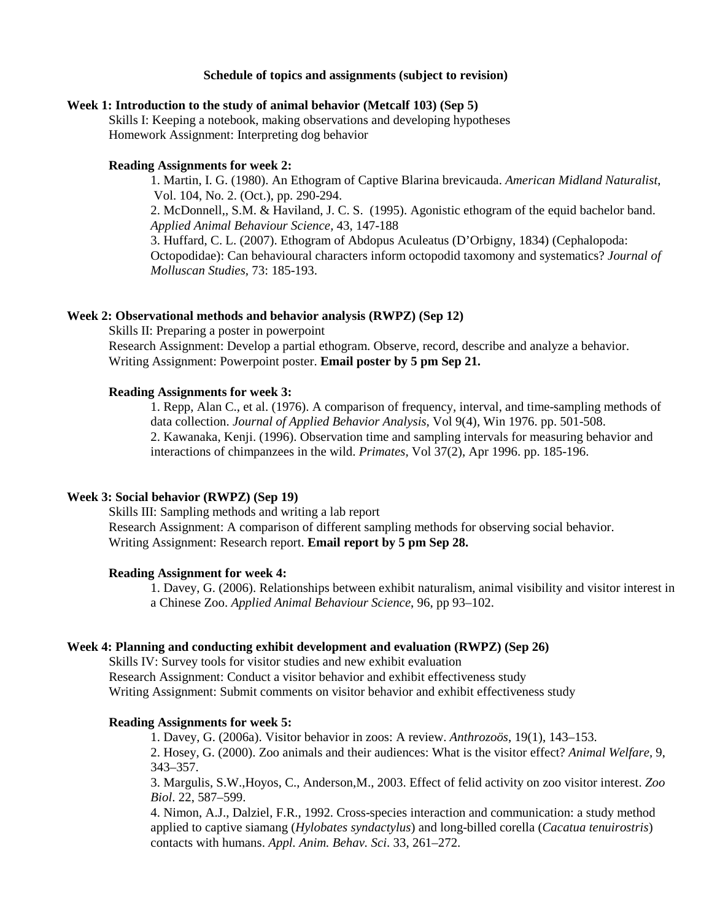**Schedule of topics and assignments (subject to revision)**

**Week 1: Introduction to the study of animal behavior (Metcalf 103) (Sep 5)**

Skills I: Keeping a notebook, making observations and developing hypotheses
Homework Assignment: Interpreting dog behavior

**Reading Assignments for week 2:**

1. Martin, I. G. (1980). An Ethogram of Captive Blarina brevicauda. *American Midland Naturalist*, Vol. 104, No. 2. (Oct.), pp. 290-294.
2. McDonnell,, S.M. & Haviland, J. C. S. (1995). Agonistic ethogram of the equid bachelor band. *Applied Animal Behaviour Science*, 43, 147-188
3. Huffard, C. L. (2007). Ethogram of Abdopus Aculeatus (D'Orbigny, 1834) (Cephalopoda: Octopodidae): Can behavioural characters inform octopodid taxomony and systematics? *Journal of Molluscan Studies*, 73: 185-193.

**Week 2: Observational methods and behavior analysis (RWPZ) (Sep 12)**

Skills II: Preparing a poster in powerpoint
Research Assignment: Develop a partial ethogram. Observe, record, describe and analyze a behavior.
Writing Assignment: Powerpoint poster. **Email poster by 5 pm Sep 21.**

**Reading Assignments for week 3:**

1. Repp, Alan C., et al. (1976). A comparison of frequency, interval, and time-sampling methods of data collection. *Journal of Applied Behavior Analysis*, Vol 9(4), Win 1976. pp. 501-508.
2. Kawanaka, Kenji. (1996). Observation time and sampling intervals for measuring behavior and interactions of chimpanzees in the wild. *Primates*, Vol 37(2), Apr 1996. pp. 185-196.

**Week 3: Social behavior (RWPZ) (Sep 19)**

Skills III: Sampling methods and writing a lab report
Research Assignment: A comparison of different sampling methods for observing social behavior.
Writing Assignment: Research report. **Email report by 5 pm Sep 28.**

**Reading Assignment for week 4:**

1. Davey, G. (2006). Relationships between exhibit naturalism, animal visibility and visitor interest in a Chinese Zoo. *Applied Animal Behaviour Science*, 96, pp 93–102.

**Week 4: Planning and conducting exhibit development and evaluation (RWPZ) (Sep 26)**

Skills IV: Survey tools for visitor studies and new exhibit evaluation
Research Assignment: Conduct a visitor behavior and exhibit effectiveness study
Writing Assignment: Submit comments on visitor behavior and exhibit effectiveness study

**Reading Assignments for week 5:**

1. Davey, G. (2006a). Visitor behavior in zoos: A review. *Anthrozoös*, 19(1), 143–153.
2. Hosey, G. (2000). Zoo animals and their audiences: What is the visitor effect? *Animal Welfare*, 9, 343–357.
3. Margulis, S.W.,Hoyos, C., Anderson,M., 2003. Effect of felid activity on zoo visitor interest. *Zoo Biol*. 22, 587–599.
4. Nimon, A.J., Dalziel, F.R., 1992. Cross-species interaction and communication: a study method applied to captive siamang (*Hylobates syndactylus*) and long-billed corella (*Cacatua tenuirostris*) contacts with humans. *Appl. Anim. Behav. Sci*. 33, 261–272.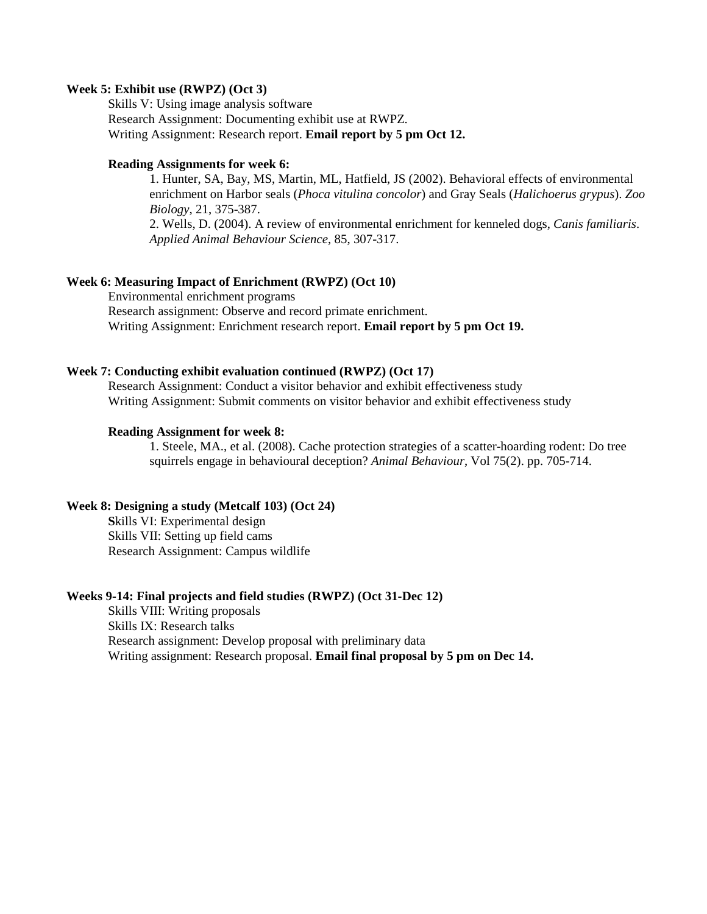**Week 5: Exhibit use (RWPZ) (Oct 3)**

Skills V: Using image analysis software
Research Assignment: Documenting exhibit use at RWPZ.
Writing Assignment: Research report. **Email report by 5 pm Oct 12.**

**Reading Assignments for week 6:**

1. Hunter, SA, Bay, MS, Martin, ML, Hatfield, JS (2002). Behavioral effects of environmental enrichment on Harbor seals (*Phoca vitulina concolor*) and Gray Seals (*Halichoerus grypus*). *Zoo Biology*, 21, 375-387.
2. Wells, D. (2004). A review of environmental enrichment for kenneled dogs, *Canis familiaris*. *Applied Animal Behaviour Science*, 85, 307-317.

**Week 6: Measuring Impact of Enrichment (RWPZ) (Oct 10)**

Environmental enrichment programs
Research assignment: Observe and record primate enrichment.
Writing Assignment: Enrichment research report. **Email report by 5 pm Oct 19.**

**Week 7: Conducting exhibit evaluation continued (RWPZ) (Oct 17)**

Research Assignment: Conduct a visitor behavior and exhibit effectiveness study
Writing Assignment: Submit comments on visitor behavior and exhibit effectiveness study

**Reading Assignment for week 8:**

1. Steele, MA., et al. (2008). Cache protection strategies of a scatter-hoarding rodent: Do tree squirrels engage in behavioural deception? *Animal Behaviour*, Vol 75(2). pp. 705-714.

**Week 8: Designing a study (Metcalf 103) (Oct 24)**

Skills VI: Experimental design
Skills VII: Setting up field cams
Research Assignment: Campus wildlife

**Weeks 9-14: Final projects and field studies (RWPZ) (Oct 31-Dec 12)**

Skills VIII: Writing proposals
Skills IX: Research talks
Research assignment: Develop proposal with preliminary data
Writing assignment: Research proposal. **Email final proposal by 5 pm on Dec 14.**